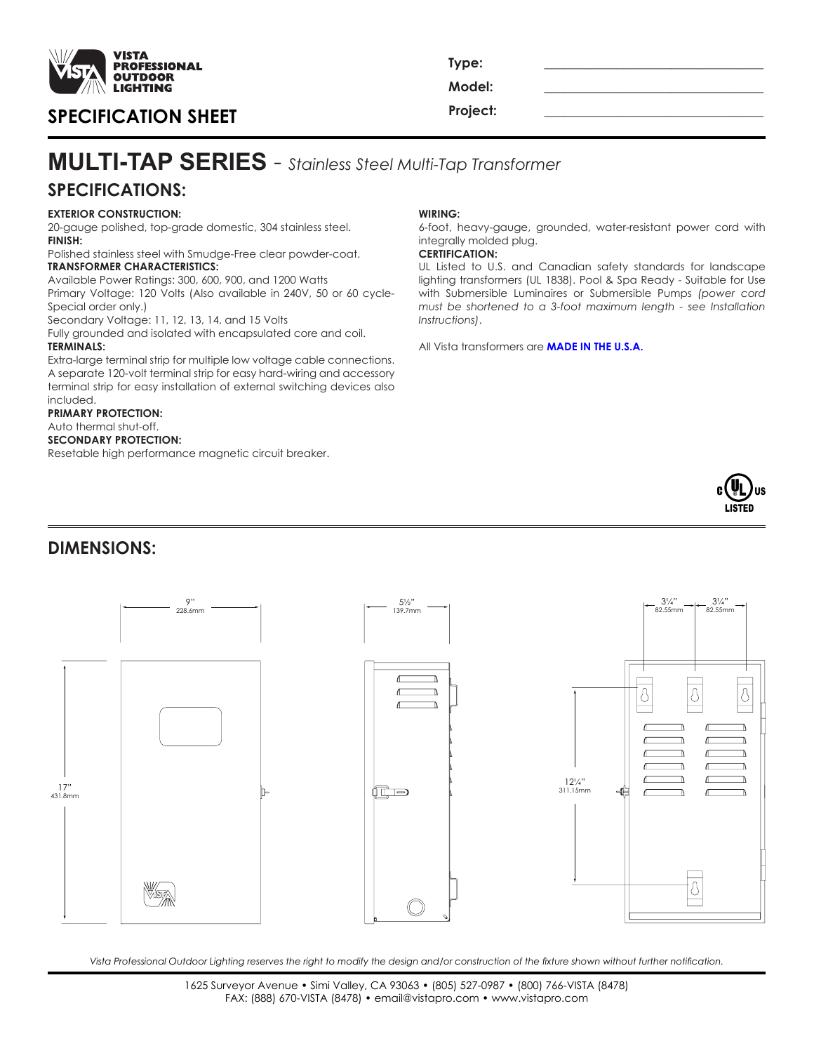VISTA PROFESSIONAL OUTDOOR LIGHTING

## SPECIFICATION SHEET

**Type:** ______________________

**Model:** ______________________

**Project:** ______________________

# MULTI-TAP SERIES - *Stainless Steel Multi-Tap Transformer*

## SPECIFICATIONS:

**EXTERIOR CONSTRUCTION:**
20-gauge polished, top-grade domestic, 304 stainless steel.

**FINISH:**
Polished stainless steel with Smudge-Free clear powder-coat.

**TRANSFORMER CHARACTERISTICS:**
Available Power Ratings: 300, 600, 900, and 1200 Watts
Primary Voltage: 120 Volts (Also available in 240V, 50 or 60 cycle-Special order only.)
Secondary Voltage: 11, 12, 13, 14, and 15 Volts
Fully grounded and isolated with encapsulated core and coil.

**TERMINALS:**
Extra-large terminal strip for multiple low voltage cable connections. A separate 120-volt terminal strip for easy hard-wiring and accessory terminal strip for easy installation of external switching devices also included.

**PRIMARY PROTECTION:**
Auto thermal shut-off.

**SECONDARY PROTECTION:**
Resetable high performance magnetic circuit breaker.

**WIRING:**
6-foot, heavy-gauge, grounded, water-resistant power cord with integrally molded plug.

**CERTIFICATION:**
UL Listed to U.S. and Canadian safety standards for landscape lighting transformers (UL 1838). Pool & Spa Ready - Suitable for Use with Submersible Luminaires or Submersible Pumps *(power cord must be shortened to a 3-foot maximum length - see Installation Instructions)*.

All Vista transformers are **MADE IN THE U.S.A.**

c UL us LISTED

## DIMENSIONS:

9" 228.6mm

17" 431.8mm

5½" 139.7mm

3¼" 82.55mm

3¼" 82.55mm

12¼" 311.15mm

*Vista Professional Outdoor Lighting reserves the right to modify the design and/or construction of the fixture shown without further notification.*

1625 Surveyor Avenue • Simi Valley, CA 93063 • (805) 527-0987 • (800) 766-VISTA (8478)
FAX: (888) 670-VISTA (8478) • email@vistapro.com • www.vistapro.com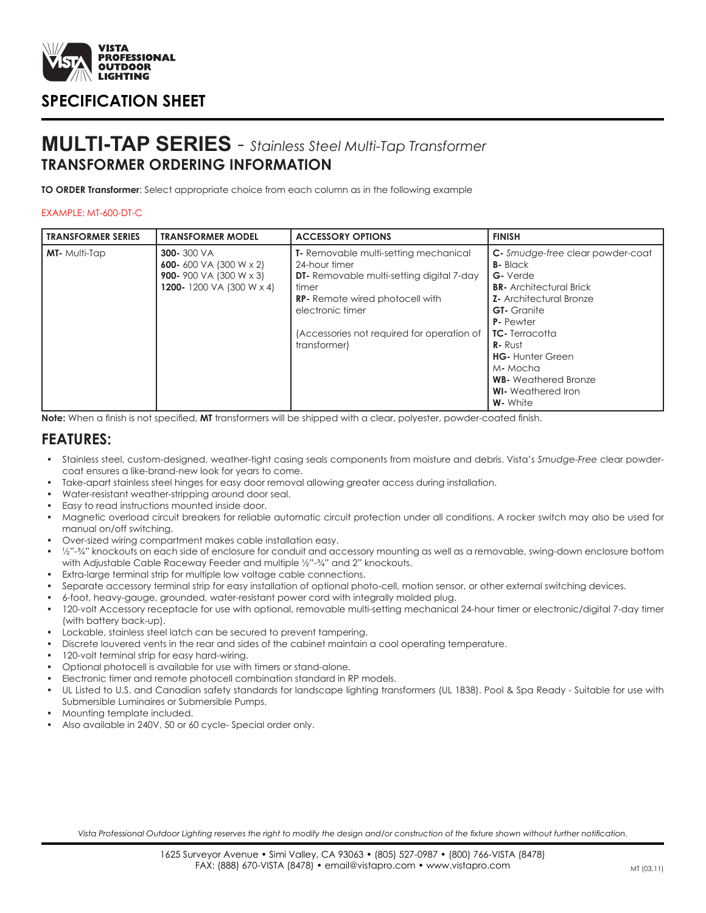## SPECIFICATION SHEET

# MULTI-TAP SERIES - *Stainless Steel Multi-Tap Transformer*

## TRANSFORMER ORDERING INFORMATION

**TO ORDER Transformer**: Select appropriate choice from each column as in the following example

EXAMPLE: MT-600-DT-C

| TRANSFORMER SERIES | TRANSFORMER MODEL | ACCESSORY OPTIONS | FINISH |
|---|---|---|---|
| **MT-** Multi-Tap | **300-** 300 VA<br>**600-** 600 VA (300 W x 2)<br>**900-** 900 VA (300 W x 3)<br>**1200-** 1200 VA (300 W x 4) | **T-** Removable multi-setting mechanical 24-hour timer<br>**DT-** Removable multi-setting digital 7-day timer<br>**RP-** Remote wired photocell with electronic timer<br><br>(Accessories not required for operation of transformer) | **C-** *Smudge-free* clear powder-coat<br>**B-** Black<br>**G-** Verde<br>**BR-** Architectural Brick<br>**Z-** Architectural Bronze<br>**GT-** Granite<br>**P-** Pewter<br>**TC-** Terracotta<br>**R-** Rust<br>**HG-** Hunter Green<br>M- Mocha<br>**WB-** Weathered Bronze<br>**WI-** Weathered Iron<br>**W-** White |

**Note:** When a finish is not specified, **MT** transformers will be shipped with a clear, polyester, powder-coated finish.

## FEATURES:

- Stainless steel, custom-designed, weather-tight casing seals components from moisture and debris. Vista's *Smudge-Free* clear powder-coat ensures a like-brand-new look for years to come.
- Take-apart stainless steel hinges for easy door removal allowing greater access during installation.
- Water-resistant weather-stripping around door seal.
- Easy to read instructions mounted inside door.
- Magnetic overload circuit breakers for reliable automatic circuit protection under all conditions. A rocker switch may also be used for manual on/off switching.
- Over-sized wiring compartment makes cable installation easy.
- ½"-¾" knockouts on each side of enclosure for conduit and accessory mounting as well as a removable, swing-down enclosure bottom with Adjustable Cable Raceway Feeder and multiple ½"-¾" and 2" knockouts.
- Extra-large terminal strip for multiple low voltage cable connections.
- Separate accessory terminal strip for easy installation of optional photo-cell, motion sensor, or other external switching devices.
- 6-foot, heavy-gauge, grounded, water-resistant power cord with integrally molded plug.
- 120-volt Accessory receptacle for use with optional, removable multi-setting mechanical 24-hour timer or electronic/digital 7-day timer (with battery back-up).
- Lockable, stainless steel latch can be secured to prevent tampering.
- Discrete louvered vents in the rear and sides of the cabinet maintain a cool operating temperature.
- 120-volt terminal strip for easy hard-wiring.
- Optional photocell is available for use with timers or stand-alone.
- Electronic timer and remote photocell combination standard in RP models.
- UL Listed to U.S. and Canadian safety standards for landscape lighting transformers (UL 1838). Pool & Spa Ready - Suitable for use with Submersible Luminaires or Submersible Pumps.
- Mounting template included.
- Also available in 240V, 50 or 60 cycle- Special order only.

*Vista Professional Outdoor Lighting reserves the right to modify the design and/or construction of the fixture shown without further notification.*

1625 Surveyor Avenue • Simi Valley, CA 93063 • (805) 527-0987 • (800) 766-VISTA (8478)
FAX: (888) 670-VISTA (8478) • email@vistapro.com • www.vistapro.com

MT (03.11)